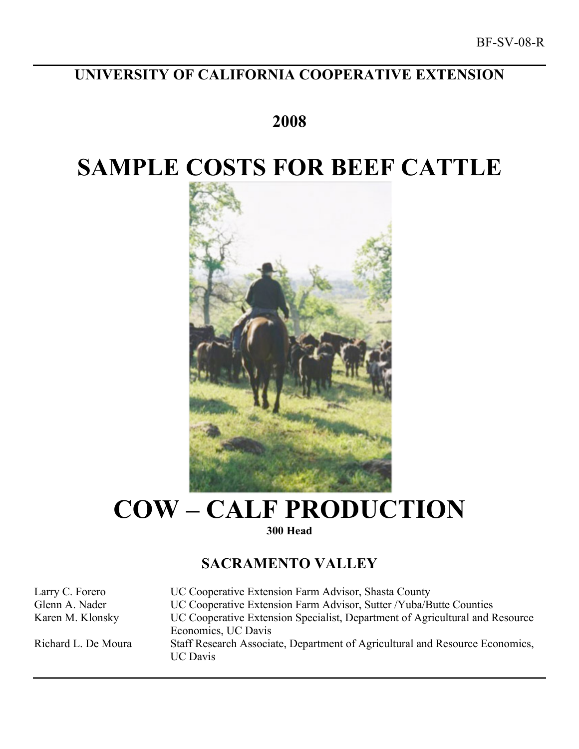BF-SV-08-R

**UNIVERSITY OF CALIFORNIA COOPERATIVE EXTENSION**

**2008**

# SAMPLE COSTS FOR BEEF CATTLE

# COW – CALF PRODUCTION

**300 Head**

## SACRAMENTO VALLEY

| | |
|---|---|
| Larry C. Forero | UC Cooperative Extension Farm Advisor, Shasta County |
| Glenn A. Nader | UC Cooperative Extension Farm Advisor, Sutter /Yuba/Butte Counties |
| Karen M. Klonsky | UC Cooperative Extension Specialist, Department of Agricultural and Resource Economics, UC Davis |
| Richard L. De Moura | Staff Research Associate, Department of Agricultural and Resource Economics, UC Davis |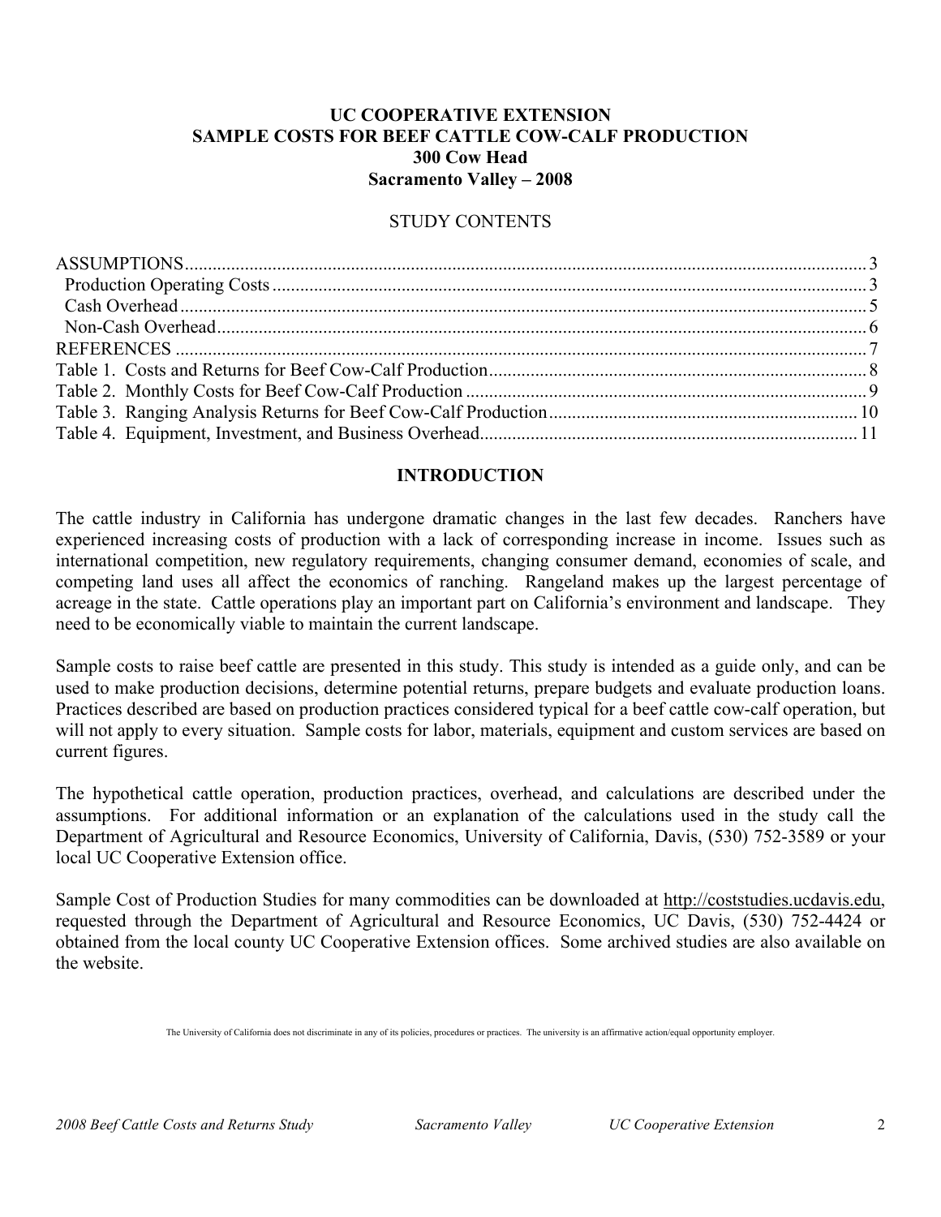**UC COOPERATIVE EXTENSION**
**SAMPLE COSTS FOR BEEF CATTLE COW-CALF PRODUCTION**
**300 Cow Head**
**Sacramento Valley – 2008**

STUDY CONTENTS

| | |
|---|---|
| ASSUMPTIONS | 3 |
| Production Operating Costs | 3 |
| Cash Overhead | 5 |
| Non-Cash Overhead | 6 |
| REFERENCES | 7 |
| Table 1. Costs and Returns for Beef Cow-Calf Production | 8 |
| Table 2. Monthly Costs for Beef Cow-Calf Production | 9 |
| Table 3. Ranging Analysis Returns for Beef Cow-Calf Production | 10 |
| Table 4. Equipment, Investment, and Business Overhead | 11 |

## INTRODUCTION

The cattle industry in California has undergone dramatic changes in the last few decades. Ranchers have experienced increasing costs of production with a lack of corresponding increase in income. Issues such as international competition, new regulatory requirements, changing consumer demand, economies of scale, and competing land uses all affect the economics of ranching. Rangeland makes up the largest percentage of acreage in the state. Cattle operations play an important part on California's environment and landscape. They need to be economically viable to maintain the current landscape.

Sample costs to raise beef cattle are presented in this study. This study is intended as a guide only, and can be used to make production decisions, determine potential returns, prepare budgets and evaluate production loans. Practices described are based on production practices considered typical for a beef cattle cow-calf operation, but will not apply to every situation. Sample costs for labor, materials, equipment and custom services are based on current figures.

The hypothetical cattle operation, production practices, overhead, and calculations are described under the assumptions. For additional information or an explanation of the calculations used in the study call the Department of Agricultural and Resource Economics, University of California, Davis, (530) 752-3589 or your local UC Cooperative Extension office.

Sample Cost of Production Studies for many commodities can be downloaded at http://coststudies.ucdavis.edu, requested through the Department of Agricultural and Resource Economics, UC Davis, (530) 752-4424 or obtained from the local county UC Cooperative Extension offices. Some archived studies are also available on the website.

The University of California does not discriminate in any of its policies, procedures or practices. The university is an affirmative action/equal opportunity employer.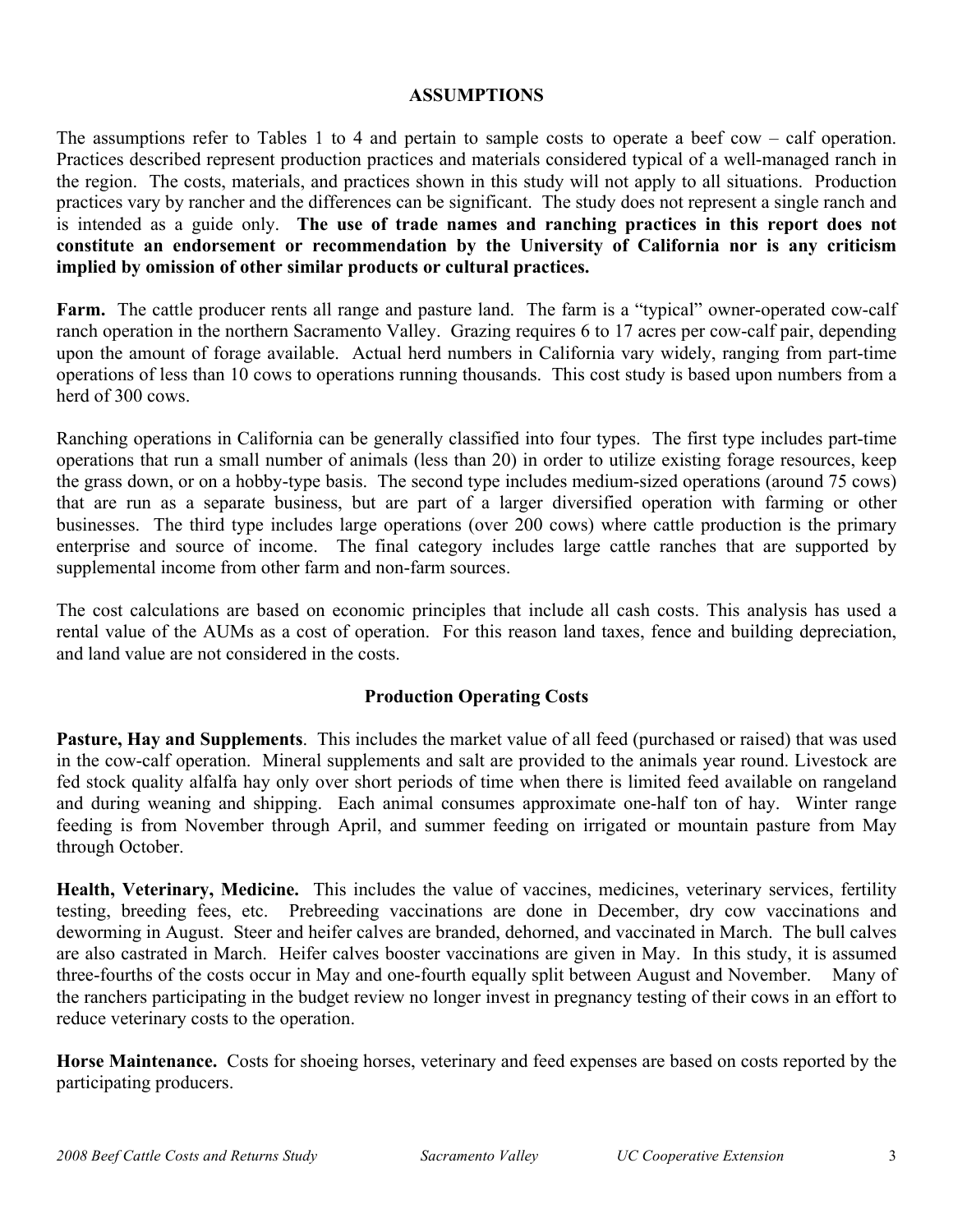## ASSUMPTIONS

The assumptions refer to Tables 1 to 4 and pertain to sample costs to operate a beef cow – calf operation. Practices described represent production practices and materials considered typical of a well-managed ranch in the region. The costs, materials, and practices shown in this study will not apply to all situations. Production practices vary by rancher and the differences can be significant. The study does not represent a single ranch and is intended as a guide only. **The use of trade names and ranching practices in this report does not constitute an endorsement or recommendation by the University of California nor is any criticism implied by omission of other similar products or cultural practices.**

**Farm.** The cattle producer rents all range and pasture land. The farm is a "typical" owner-operated cow-calf ranch operation in the northern Sacramento Valley. Grazing requires 6 to 17 acres per cow-calf pair, depending upon the amount of forage available. Actual herd numbers in California vary widely, ranging from part-time operations of less than 10 cows to operations running thousands. This cost study is based upon numbers from a herd of 300 cows.

Ranching operations in California can be generally classified into four types. The first type includes part-time operations that run a small number of animals (less than 20) in order to utilize existing forage resources, keep the grass down, or on a hobby-type basis. The second type includes medium-sized operations (around 75 cows) that are run as a separate business, but are part of a larger diversified operation with farming or other businesses. The third type includes large operations (over 200 cows) where cattle production is the primary enterprise and source of income. The final category includes large cattle ranches that are supported by supplemental income from other farm and non-farm sources.

The cost calculations are based on economic principles that include all cash costs. This analysis has used a rental value of the AUMs as a cost of operation. For this reason land taxes, fence and building depreciation, and land value are not considered in the costs.

### Production Operating Costs

**Pasture, Hay and Supplements**. This includes the market value of all feed (purchased or raised) that was used in the cow-calf operation. Mineral supplements and salt are provided to the animals year round. Livestock are fed stock quality alfalfa hay only over short periods of time when there is limited feed available on rangeland and during weaning and shipping. Each animal consumes approximate one-half ton of hay. Winter range feeding is from November through April, and summer feeding on irrigated or mountain pasture from May through October.

**Health, Veterinary, Medicine.** This includes the value of vaccines, medicines, veterinary services, fertility testing, breeding fees, etc. Prebreeding vaccinations are done in December, dry cow vaccinations and deworming in August. Steer and heifer calves are branded, dehorned, and vaccinated in March. The bull calves are also castrated in March. Heifer calves booster vaccinations are given in May. In this study, it is assumed three-fourths of the costs occur in May and one-fourth equally split between August and November. Many of the ranchers participating in the budget review no longer invest in pregnancy testing of their cows in an effort to reduce veterinary costs to the operation.

**Horse Maintenance.** Costs for shoeing horses, veterinary and feed expenses are based on costs reported by the participating producers.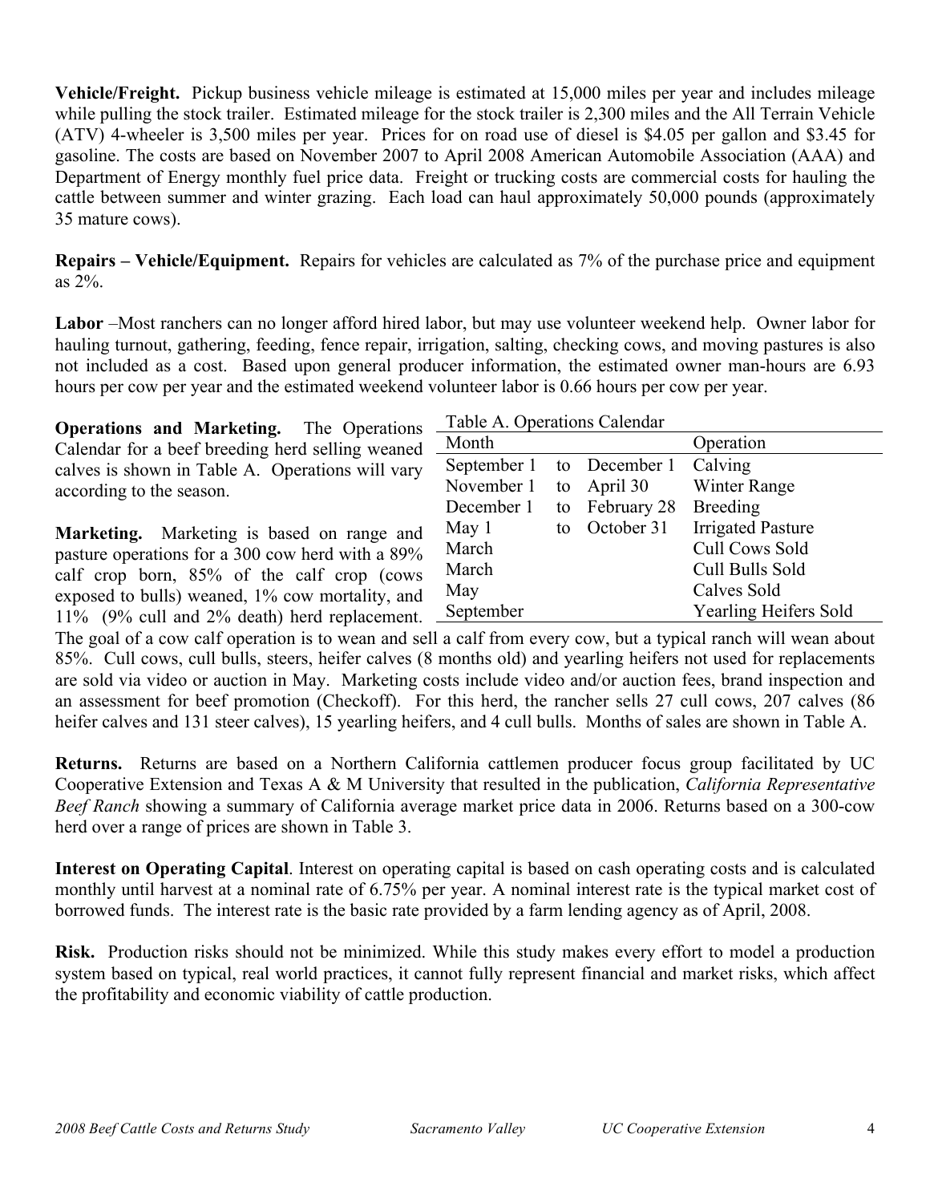**Vehicle/Freight.** Pickup business vehicle mileage is estimated at 15,000 miles per year and includes mileage while pulling the stock trailer. Estimated mileage for the stock trailer is 2,300 miles and the All Terrain Vehicle (ATV) 4-wheeler is 3,500 miles per year. Prices for on road use of diesel is $4.05 per gallon and $3.45 for gasoline. The costs are based on November 2007 to April 2008 American Automobile Association (AAA) and Department of Energy monthly fuel price data. Freight or trucking costs are commercial costs for hauling the cattle between summer and winter grazing. Each load can haul approximately 50,000 pounds (approximately 35 mature cows).

**Repairs – Vehicle/Equipment.** Repairs for vehicles are calculated as 7% of the purchase price and equipment as 2%.

**Labor** –Most ranchers can no longer afford hired labor, but may use volunteer weekend help. Owner labor for hauling turnout, gathering, feeding, fence repair, irrigation, salting, checking cows, and moving pastures is also not included as a cost. Based upon general producer information, the estimated owner man-hours are 6.93 hours per cow per year and the estimated weekend volunteer labor is 0.66 hours per cow per year.

**Operations and Marketing.** The Operations Calendar for a beef breeding herd selling weaned calves is shown in Table A. Operations will vary according to the season.

Table A. Operations Calendar

| Month | | | Operation |
|---|---|---|---|
| September 1 | to | December 1 | Calving |
| November 1 | to | April 30 | Winter Range |
| December 1 | to | February 28 | Breeding |
| May 1 | to | October 31 | Irrigated Pasture |
| March | | | Cull Cows Sold |
| March | | | Cull Bulls Sold |
| May | | | Calves Sold |
| September | | | Yearling Heifers Sold |

**Marketing.** Marketing is based on range and pasture operations for a 300 cow herd with a 89% calf crop born, 85% of the calf crop (cows exposed to bulls) weaned, 1% cow mortality, and 11% (9% cull and 2% death) herd replacement. The goal of a cow calf operation is to wean and sell a calf from every cow, but a typical ranch will wean about 85%. Cull cows, cull bulls, steers, heifer calves (8 months old) and yearling heifers not used for replacements are sold via video or auction in May. Marketing costs include video and/or auction fees, brand inspection and an assessment for beef promotion (Checkoff). For this herd, the rancher sells 27 cull cows, 207 calves (86 heifer calves and 131 steer calves), 15 yearling heifers, and 4 cull bulls. Months of sales are shown in Table A.

**Returns.** Returns are based on a Northern California cattlemen producer focus group facilitated by UC Cooperative Extension and Texas A & M University that resulted in the publication, *California Representative Beef Ranch* showing a summary of California average market price data in 2006. Returns based on a 300-cow herd over a range of prices are shown in Table 3.

**Interest on Operating Capital**. Interest on operating capital is based on cash operating costs and is calculated monthly until harvest at a nominal rate of 6.75% per year. A nominal interest rate is the typical market cost of borrowed funds. The interest rate is the basic rate provided by a farm lending agency as of April, 2008.

**Risk.** Production risks should not be minimized. While this study makes every effort to model a production system based on typical, real world practices, it cannot fully represent financial and market risks, which affect the profitability and economic viability of cattle production.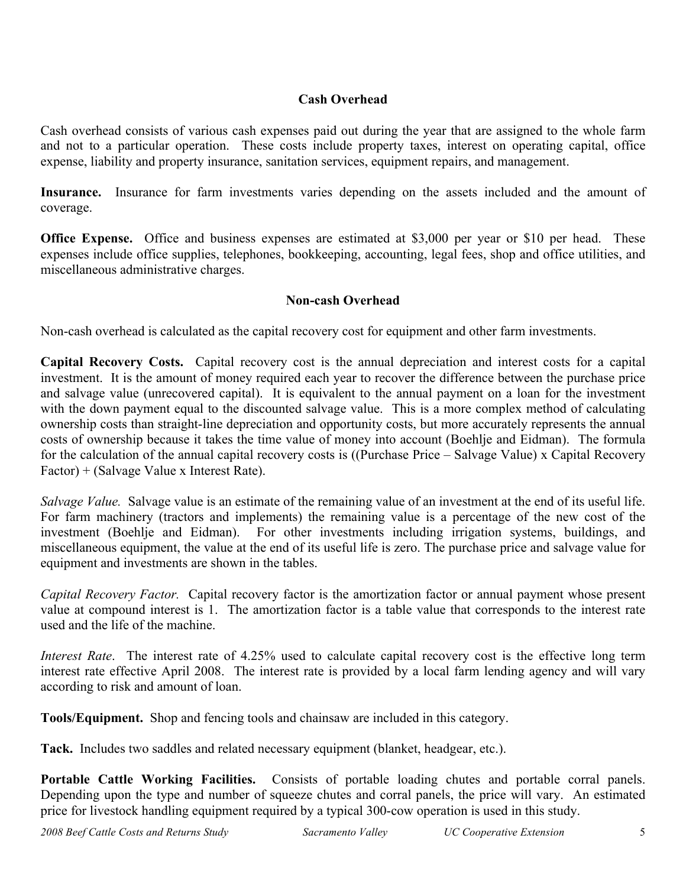## Cash Overhead

Cash overhead consists of various cash expenses paid out during the year that are assigned to the whole farm and not to a particular operation. These costs include property taxes, interest on operating capital, office expense, liability and property insurance, sanitation services, equipment repairs, and management.

**Insurance.** Insurance for farm investments varies depending on the assets included and the amount of coverage.

**Office Expense.** Office and business expenses are estimated at $3,000 per year or $10 per head. These expenses include office supplies, telephones, bookkeeping, accounting, legal fees, shop and office utilities, and miscellaneous administrative charges.

## Non-cash Overhead

Non-cash overhead is calculated as the capital recovery cost for equipment and other farm investments.

**Capital Recovery Costs.** Capital recovery cost is the annual depreciation and interest costs for a capital investment. It is the amount of money required each year to recover the difference between the purchase price and salvage value (unrecovered capital). It is equivalent to the annual payment on a loan for the investment with the down payment equal to the discounted salvage value. This is a more complex method of calculating ownership costs than straight-line depreciation and opportunity costs, but more accurately represents the annual costs of ownership because it takes the time value of money into account (Boehlje and Eidman). The formula for the calculation of the annual capital recovery costs is ((Purchase Price – Salvage Value) x Capital Recovery Factor) + (Salvage Value x Interest Rate).

*Salvage Value.* Salvage value is an estimate of the remaining value of an investment at the end of its useful life. For farm machinery (tractors and implements) the remaining value is a percentage of the new cost of the investment (Boehlje and Eidman). For other investments including irrigation systems, buildings, and miscellaneous equipment, the value at the end of its useful life is zero. The purchase price and salvage value for equipment and investments are shown in the tables.

*Capital Recovery Factor.* Capital recovery factor is the amortization factor or annual payment whose present value at compound interest is 1. The amortization factor is a table value that corresponds to the interest rate used and the life of the machine.

*Interest Rate*. The interest rate of 4.25% used to calculate capital recovery cost is the effective long term interest rate effective April 2008. The interest rate is provided by a local farm lending agency and will vary according to risk and amount of loan.

**Tools/Equipment.** Shop and fencing tools and chainsaw are included in this category.

**Tack.** Includes two saddles and related necessary equipment (blanket, headgear, etc.).

**Portable Cattle Working Facilities.** Consists of portable loading chutes and portable corral panels. Depending upon the type and number of squeeze chutes and corral panels, the price will vary. An estimated price for livestock handling equipment required by a typical 300-cow operation is used in this study.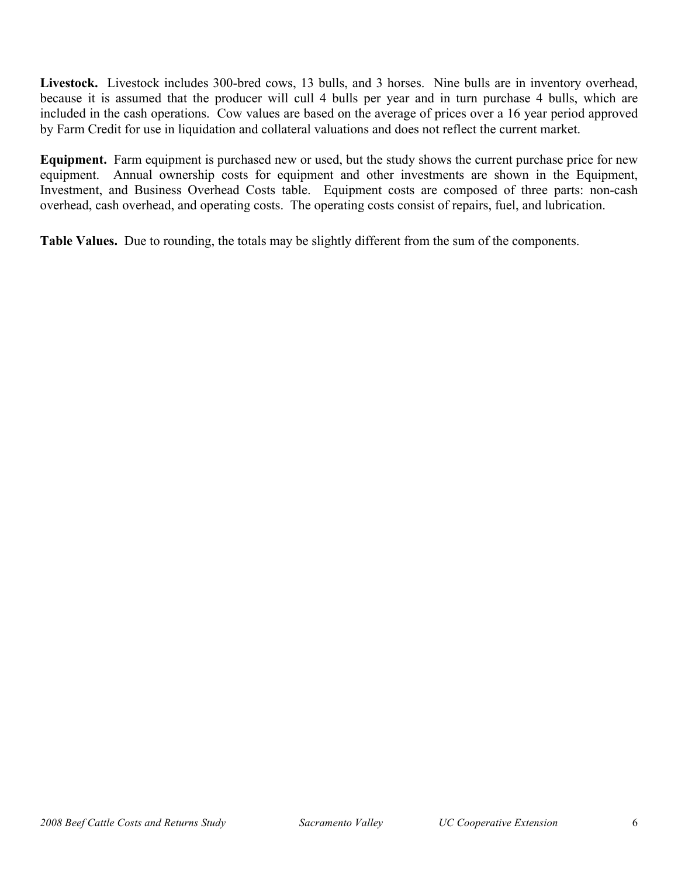**Livestock.** Livestock includes 300-bred cows, 13 bulls, and 3 horses. Nine bulls are in inventory overhead, because it is assumed that the producer will cull 4 bulls per year and in turn purchase 4 bulls, which are included in the cash operations. Cow values are based on the average of prices over a 16 year period approved by Farm Credit for use in liquidation and collateral valuations and does not reflect the current market.

**Equipment.** Farm equipment is purchased new or used, but the study shows the current purchase price for new equipment. Annual ownership costs for equipment and other investments are shown in the Equipment, Investment, and Business Overhead Costs table. Equipment costs are composed of three parts: non-cash overhead, cash overhead, and operating costs. The operating costs consist of repairs, fuel, and lubrication.

**Table Values.** Due to rounding, the totals may be slightly different from the sum of the components.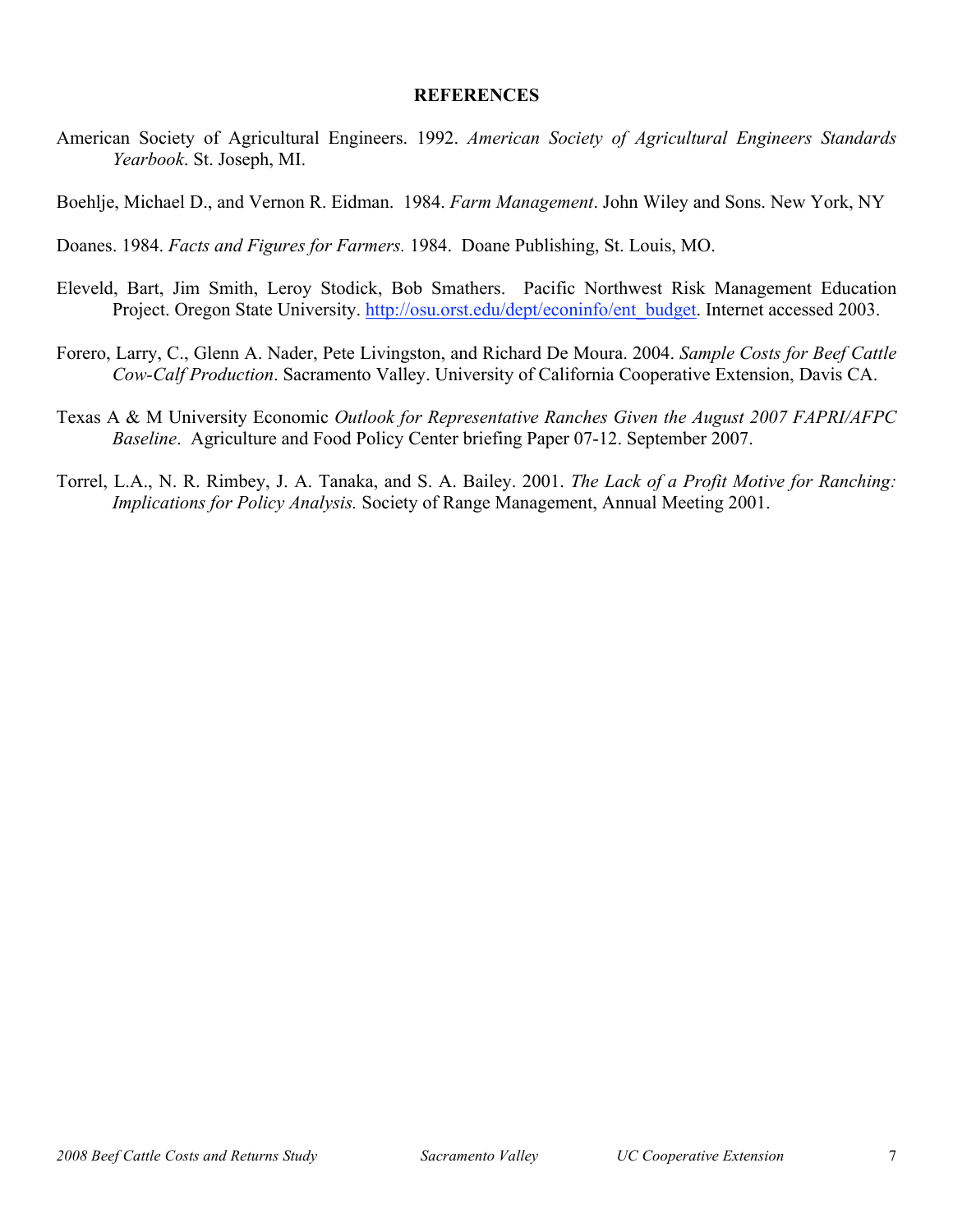## REFERENCES

American Society of Agricultural Engineers. 1992. *American Society of Agricultural Engineers Standards Yearbook*. St. Joseph, MI.

Boehlje, Michael D., and Vernon R. Eidman. 1984. *Farm Management*. John Wiley and Sons. New York, NY

Doanes. 1984. *Facts and Figures for Farmers.* 1984. Doane Publishing, St. Louis, MO.

Eleveld, Bart, Jim Smith, Leroy Stodick, Bob Smathers. Pacific Northwest Risk Management Education Project. Oregon State University. [http://osu.orst.edu/dept/econinfo/ent_budget](http://osu.orst.edu/dept/econinfo/ent_budget). Internet accessed 2003.

Forero, Larry, C., Glenn A. Nader, Pete Livingston, and Richard De Moura. 2004. *Sample Costs for Beef Cattle Cow-Calf Production*. Sacramento Valley. University of California Cooperative Extension, Davis CA.

Texas A & M University Economic *Outlook for Representative Ranches Given the August 2007 FAPRI/AFPC Baseline*. Agriculture and Food Policy Center briefing Paper 07-12. September 2007.

Torrel, L.A., N. R. Rimbey, J. A. Tanaka, and S. A. Bailey. 2001. *The Lack of a Profit Motive for Ranching: Implications for Policy Analysis.* Society of Range Management, Annual Meeting 2001.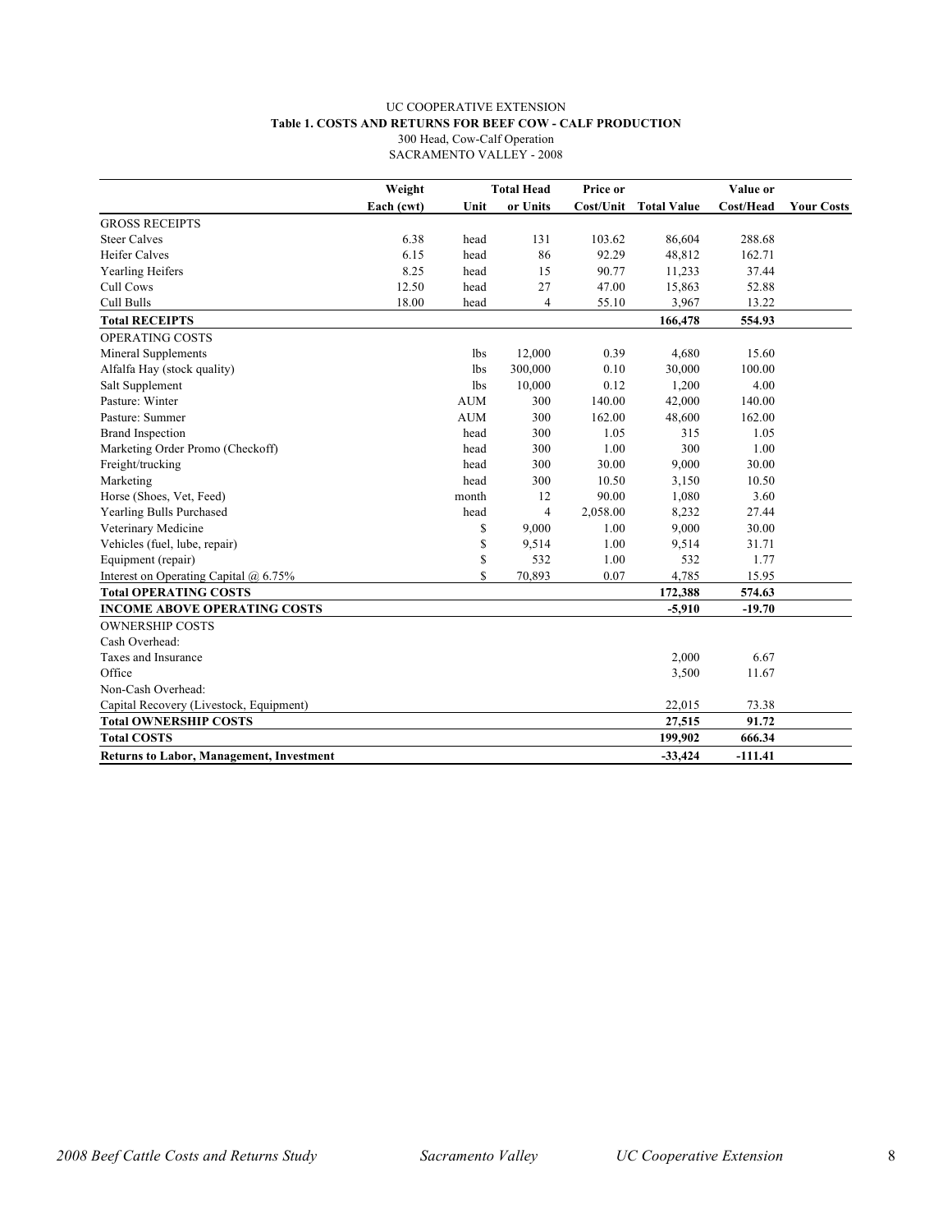UC COOPERATIVE EXTENSION

**Table 1. COSTS AND RETURNS FOR BEEF COW - CALF PRODUCTION**

300 Head, Cow-Calf Operation

SACRAMENTO VALLEY - 2008

| | Weight Each (cwt) | Unit | Total Head or Units | Price or Cost/Unit | Total Value | Value or Cost/Head | Your Costs |
|---|---|---|---|---|---|---|---|
| GROSS RECEIPTS | | | | | | | |
| Steer Calves | 6.38 | head | 131 | 103.62 | 86,604 | 288.68 | |
| Heifer Calves | 6.15 | head | 86 | 92.29 | 48,812 | 162.71 | |
| Yearling Heifers | 8.25 | head | 15 | 90.77 | 11,233 | 37.44 | |
| Cull Cows | 12.50 | head | 27 | 47.00 | 15,863 | 52.88 | |
| Cull Bulls | 18.00 | head | 4 | 55.10 | 3,967 | 13.22 | |
| **Total RECEIPTS** | | | | | **166,478** | **554.93** | |
| OPERATING COSTS | | | | | | | |
| Mineral Supplements | | lbs | 12,000 | 0.39 | 4,680 | 15.60 | |
| Alfalfa Hay (stock quality) | | lbs | 300,000 | 0.10 | 30,000 | 100.00 | |
| Salt Supplement | | lbs | 10,000 | 0.12 | 1,200 | 4.00 | |
| Pasture: Winter | | AUM | 300 | 140.00 | 42,000 | 140.00 | |
| Pasture: Summer | | AUM | 300 | 162.00 | 48,600 | 162.00 | |
| Brand Inspection | | head | 300 | 1.05 | 315 | 1.05 | |
| Marketing Order Promo (Checkoff) | | head | 300 | 1.00 | 300 | 1.00 | |
| Freight/trucking | | head | 300 | 30.00 | 9,000 | 30.00 | |
| Marketing | | head | 300 | 10.50 | 3,150 | 10.50 | |
| Horse (Shoes, Vet, Feed) | | month | 12 | 90.00 | 1,080 | 3.60 | |
| Yearling Bulls Purchased | | head | 4 | 2,058.00 | 8,232 | 27.44 | |
| Veterinary Medicine | | $ | 9,000 | 1.00 | 9,000 | 30.00 | |
| Vehicles (fuel, lube, repair) | | $ | 9,514 | 1.00 | 9,514 | 31.71 | |
| Equipment (repair) | | $ | 532 | 1.00 | 532 | 1.77 | |
| Interest on Operating Capital @ 6.75% | | $ | 70,893 | 0.07 | 4,785 | 15.95 | |
| **Total OPERATING COSTS** | | | | | **172,388** | **574.63** | |
| **INCOME ABOVE OPERATING COSTS** | | | | | **-5,910** | **-19.70** | |
| OWNERSHIP COSTS | | | | | | | |
| Cash Overhead: | | | | | | | |
| Taxes and Insurance | | | | | 2,000 | 6.67 | |
| Office | | | | | 3,500 | 11.67 | |
| Non-Cash Overhead: | | | | | | | |
| Capital Recovery (Livestock, Equipment) | | | | | 22,015 | 73.38 | |
| **Total OWNERSHIP COSTS** | | | | | **27,515** | **91.72** | |
| **Total COSTS** | | | | | **199,902** | **666.34** | |
| **Returns to Labor, Management, Investment** | | | | | **-33,424** | **-111.41** | |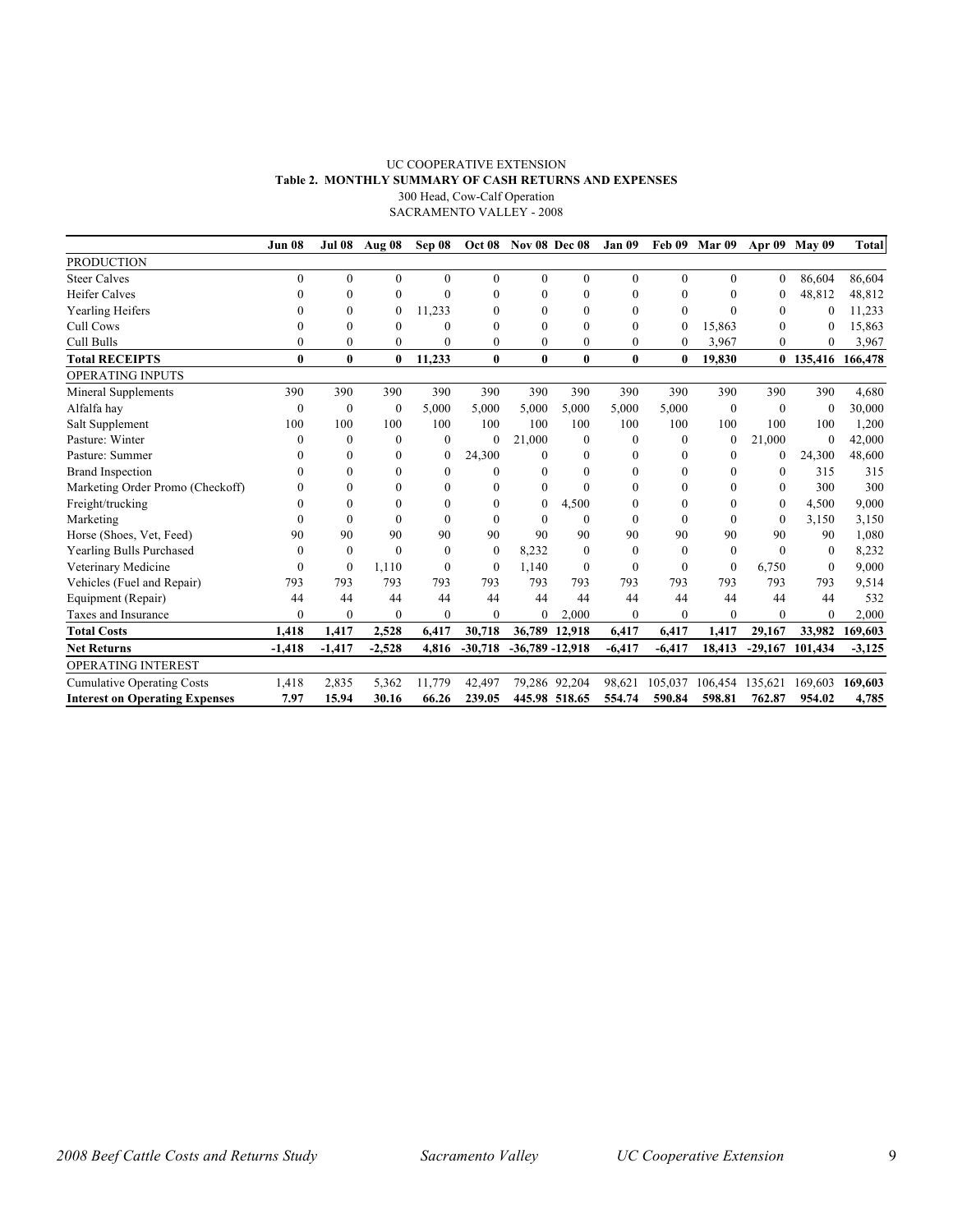UC COOPERATIVE EXTENSION

**Table 2. MONTHLY SUMMARY OF CASH RETURNS AND EXPENSES**

300 Head, Cow-Calf Operation

SACRAMENTO VALLEY - 2008

| | Jun 08 | Jul 08 | Aug 08 | Sep 08 | Oct 08 | Nov 08 | Dec 08 | Jan 09 | Feb 09 | Mar 09 | Apr 09 | May 09 | Total |
|---|---|---|---|---|---|---|---|---|---|---|---|---|---|
| PRODUCTION | | | | | | | | | | | | | |
| Steer Calves | 0 | 0 | 0 | 0 | 0 | 0 | 0 | 0 | 0 | 0 | 0 | 86,604 | 86,604 |
| Heifer Calves | 0 | 0 | 0 | 0 | 0 | 0 | 0 | 0 | 0 | 0 | 0 | 48,812 | 48,812 |
| Yearling Heifers | 0 | 0 | 0 | 11,233 | 0 | 0 | 0 | 0 | 0 | 0 | 0 | 0 | 11,233 |
| Cull Cows | 0 | 0 | 0 | 0 | 0 | 0 | 0 | 0 | 0 | 15,863 | 0 | 0 | 15,863 |
| Cull Bulls | 0 | 0 | 0 | 0 | 0 | 0 | 0 | 0 | 0 | 3,967 | 0 | 0 | 3,967 |
| **Total RECEIPTS** | **0** | **0** | **0** | **11,233** | **0** | **0** | **0** | **0** | **0** | **19,830** | **0** | **135,416** | **166,478** |
| OPERATING INPUTS | | | | | | | | | | | | | |
| Mineral Supplements | 390 | 390 | 390 | 390 | 390 | 390 | 390 | 390 | 390 | 390 | 390 | 390 | 4,680 |
| Alfalfa hay | 0 | 0 | 0 | 5,000 | 5,000 | 5,000 | 5,000 | 5,000 | 5,000 | 0 | 0 | 0 | 30,000 |
| Salt Supplement | 100 | 100 | 100 | 100 | 100 | 100 | 100 | 100 | 100 | 100 | 100 | 100 | 1,200 |
| Pasture: Winter | 0 | 0 | 0 | 0 | 0 | 21,000 | 0 | 0 | 0 | 0 | 21,000 | 0 | 42,000 |
| Pasture: Summer | 0 | 0 | 0 | 0 | 24,300 | 0 | 0 | 0 | 0 | 0 | 0 | 24,300 | 48,600 |
| Brand Inspection | 0 | 0 | 0 | 0 | 0 | 0 | 0 | 0 | 0 | 0 | 0 | 315 | 315 |
| Marketing Order Promo (Checkoff) | 0 | 0 | 0 | 0 | 0 | 0 | 0 | 0 | 0 | 0 | 0 | 300 | 300 |
| Freight/trucking | 0 | 0 | 0 | 0 | 0 | 0 | 4,500 | 0 | 0 | 0 | 0 | 4,500 | 9,000 |
| Marketing | 0 | 0 | 0 | 0 | 0 | 0 | 0 | 0 | 0 | 0 | 0 | 3,150 | 3,150 |
| Horse (Shoes, Vet, Feed) | 90 | 90 | 90 | 90 | 90 | 90 | 90 | 90 | 90 | 90 | 90 | 90 | 1,080 |
| Yearling Bulls Purchased | 0 | 0 | 0 | 0 | 0 | 8,232 | 0 | 0 | 0 | 0 | 0 | 0 | 8,232 |
| Veterinary Medicine | 0 | 0 | 1,110 | 0 | 0 | 1,140 | 0 | 0 | 0 | 0 | 6,750 | 0 | 9,000 |
| Vehicles (Fuel and Repair) | 793 | 793 | 793 | 793 | 793 | 793 | 793 | 793 | 793 | 793 | 793 | 793 | 9,514 |
| Equipment (Repair) | 44 | 44 | 44 | 44 | 44 | 44 | 44 | 44 | 44 | 44 | 44 | 44 | 532 |
| Taxes and Insurance | 0 | 0 | 0 | 0 | 0 | 0 | 2,000 | 0 | 0 | 0 | 0 | 0 | 2,000 |
| **Total Costs** | **1,418** | **1,417** | **2,528** | **6,417** | **30,718** | **36,789** | **12,918** | **6,417** | **6,417** | **1,417** | **29,167** | **33,982** | **169,603** |
| **Net Returns** | **-1,418** | **-1,417** | **-2,528** | **4,816** | **-30,718** | **-36,789** | **-12,918** | **-6,417** | **-6,417** | **18,413** | **-29,167** | **101,434** | **-3,125** |
| OPERATING INTEREST | | | | | | | | | | | | | |
| Cumulative Operating Costs | 1,418 | 2,835 | 5,362 | 11,779 | 42,497 | 79,286 | 92,204 | 98,621 | 105,037 | 106,454 | 135,621 | 169,603 | 169,603 |
| **Interest on Operating Expenses** | **7.97** | **15.94** | **30.16** | **66.26** | **239.05** | **445.98** | **518.65** | **554.74** | **590.84** | **598.81** | **762.87** | **954.02** | **4,785** |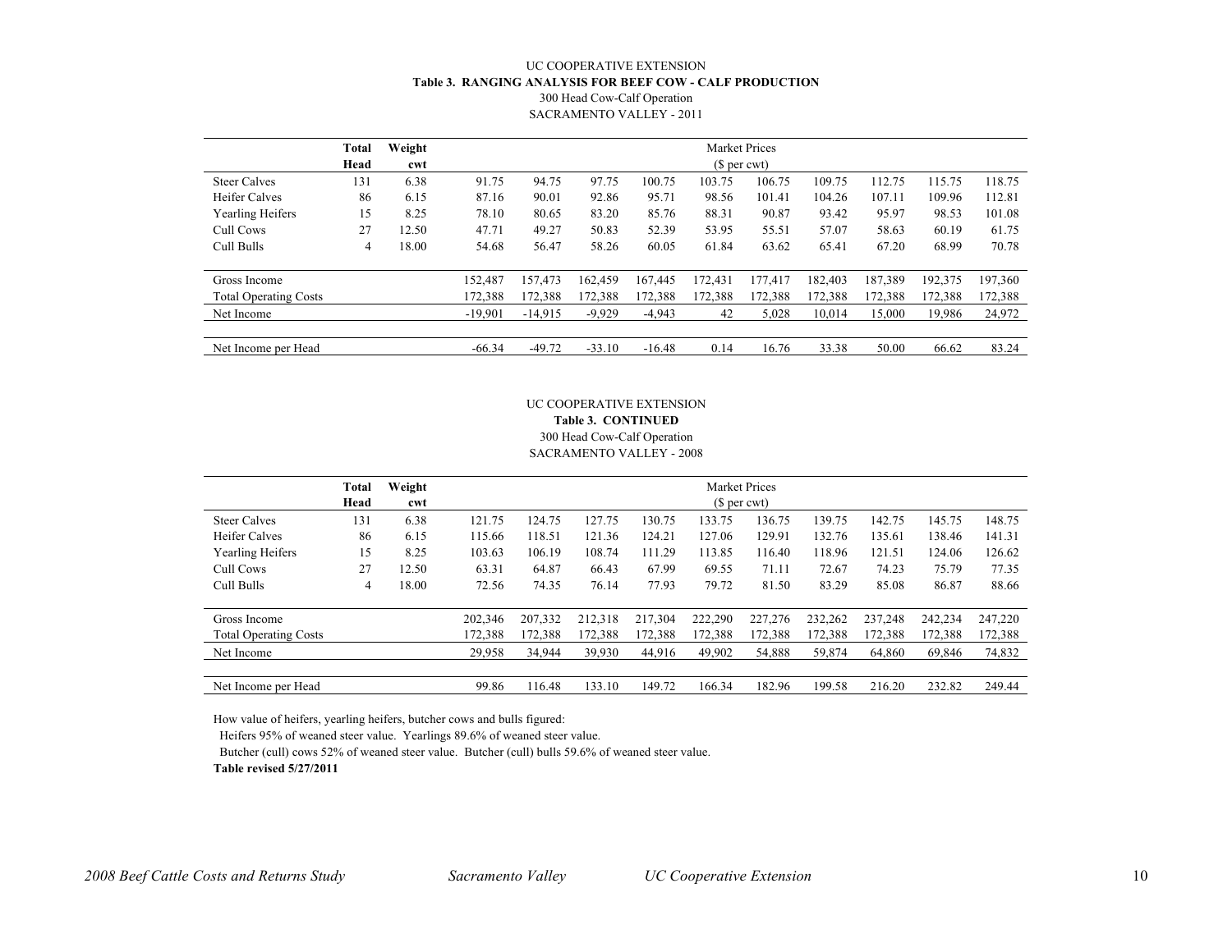UC COOPERATIVE EXTENSION

**Table 3. RANGING ANALYSIS FOR BEEF COW - CALF PRODUCTION**

300 Head Cow-Calf Operation

SACRAMENTO VALLEY - 2011

| | Total | Weight | Market Prices | | | | | | | | | |
|---|---|---|---|---|---|---|---|---|---|---|---|---|
| | Head | cwt | ($ per cwt) | | | | | | | | | |
| Steer Calves | 131 | 6.38 | 91.75 | 94.75 | 97.75 | 100.75 | 103.75 | 106.75 | 109.75 | 112.75 | 115.75 | 118.75 |
| Heifer Calves | 86 | 6.15 | 87.16 | 90.01 | 92.86 | 95.71 | 98.56 | 101.41 | 104.26 | 107.11 | 109.96 | 112.81 |
| Yearling Heifers | 15 | 8.25 | 78.10 | 80.65 | 83.20 | 85.76 | 88.31 | 90.87 | 93.42 | 95.97 | 98.53 | 101.08 |
| Cull Cows | 27 | 12.50 | 47.71 | 49.27 | 50.83 | 52.39 | 53.95 | 55.51 | 57.07 | 58.63 | 60.19 | 61.75 |
| Cull Bulls | 4 | 18.00 | 54.68 | 56.47 | 58.26 | 60.05 | 61.84 | 63.62 | 65.41 | 67.20 | 68.99 | 70.78 |
| Gross Income | | | 152,487 | 157,473 | 162,459 | 167,445 | 172,431 | 177,417 | 182,403 | 187,389 | 192,375 | 197,360 |
| Total Operating Costs | | | 172,388 | 172,388 | 172,388 | 172,388 | 172,388 | 172,388 | 172,388 | 172,388 | 172,388 | 172,388 |
| Net Income | | | -19,901 | -14,915 | -9,929 | -4,943 | 42 | 5,028 | 10,014 | 15,000 | 19,986 | 24,972 |
| Net Income per Head | | | -66.34 | -49.72 | -33.10 | -16.48 | 0.14 | 16.76 | 33.38 | 50.00 | 66.62 | 83.24 |

UC COOPERATIVE EXTENSION

**Table 3. CONTINUED**

300 Head Cow-Calf Operation

SACRAMENTO VALLEY - 2008

| | Total | Weight | Market Prices | | | | | | | | | |
|---|---|---|---|---|---|---|---|---|---|---|---|---|
| | Head | cwt | ($ per cwt) | | | | | | | | | |
| Steer Calves | 131 | 6.38 | 121.75 | 124.75 | 127.75 | 130.75 | 133.75 | 136.75 | 139.75 | 142.75 | 145.75 | 148.75 |
| Heifer Calves | 86 | 6.15 | 115.66 | 118.51 | 121.36 | 124.21 | 127.06 | 129.91 | 132.76 | 135.61 | 138.46 | 141.31 |
| Yearling Heifers | 15 | 8.25 | 103.63 | 106.19 | 108.74 | 111.29 | 113.85 | 116.40 | 118.96 | 121.51 | 124.06 | 126.62 |
| Cull Cows | 27 | 12.50 | 63.31 | 64.87 | 66.43 | 67.99 | 69.55 | 71.11 | 72.67 | 74.23 | 75.79 | 77.35 |
| Cull Bulls | 4 | 18.00 | 72.56 | 74.35 | 76.14 | 77.93 | 79.72 | 81.50 | 83.29 | 85.08 | 86.87 | 88.66 |
| Gross Income | | | 202,346 | 207,332 | 212,318 | 217,304 | 222,290 | 227,276 | 232,262 | 237,248 | 242,234 | 247,220 |
| Total Operating Costs | | | 172,388 | 172,388 | 172,388 | 172,388 | 172,388 | 172,388 | 172,388 | 172,388 | 172,388 | 172,388 |
| Net Income | | | 29,958 | 34,944 | 39,930 | 44,916 | 49,902 | 54,888 | 59,874 | 64,860 | 69,846 | 74,832 |
| Net Income per Head | | | 99.86 | 116.48 | 133.10 | 149.72 | 166.34 | 182.96 | 199.58 | 216.20 | 232.82 | 249.44 |

How value of heifers, yearling heifers, butcher cows and bulls figured:

Heifers 95% of weaned steer value. Yearlings 89.6% of weaned steer value.

Butcher (cull) cows 52% of weaned steer value. Butcher (cull) bulls 59.6% of weaned steer value.

**Table revised 5/27/2011**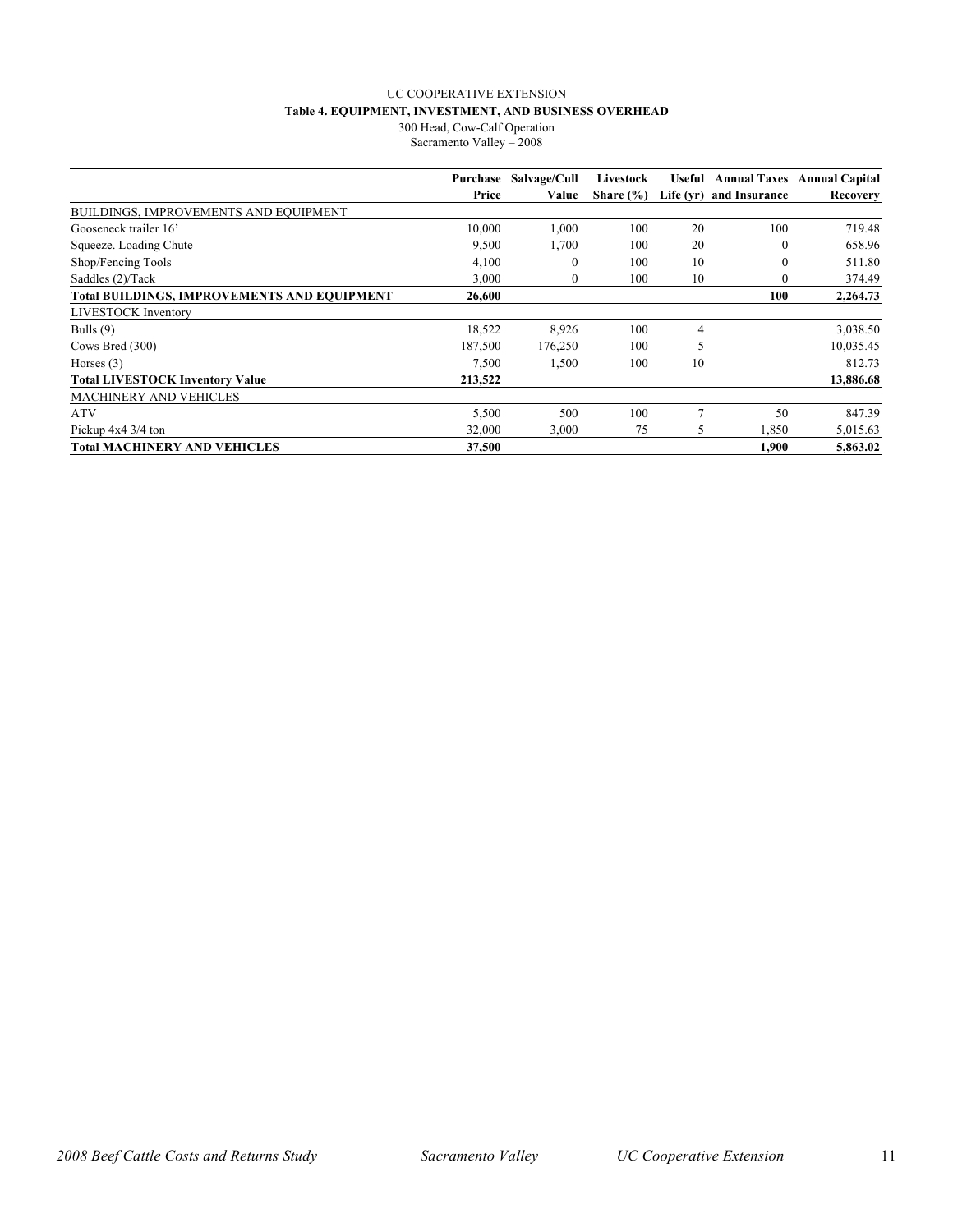UC COOPERATIVE EXTENSION

**Table 4. EQUIPMENT, INVESTMENT, AND BUSINESS OVERHEAD**

300 Head, Cow-Calf Operation

Sacramento Valley – 2008

| | Purchase Price | Salvage/Cull Value | Livestock Share (%) | Useful Life (yr) | Annual Taxes and Insurance | Annual Capital Recovery |
|---|---|---|---|---|---|---|
| BUILDINGS, IMPROVEMENTS AND EQUIPMENT | | | | | | |
| Gooseneck trailer 16' | 10,000 | 1,000 | 100 | 20 | 100 | 719.48 |
| Squeeze. Loading Chute | 9,500 | 1,700 | 100 | 20 | 0 | 658.96 |
| Shop/Fencing Tools | 4,100 | 0 | 100 | 10 | 0 | 511.80 |
| Saddles (2)/Tack | 3,000 | 0 | 100 | 10 | 0 | 374.49 |
| **Total BUILDINGS, IMPROVEMENTS AND EQUIPMENT** | **26,600** | | | | **100** | **2,264.73** |
| LIVESTOCK Inventory | | | | | | |
| Bulls (9) | 18,522 | 8,926 | 100 | 4 | | 3,038.50 |
| Cows Bred (300) | 187,500 | 176,250 | 100 | 5 | | 10,035.45 |
| Horses (3) | 7,500 | 1,500 | 100 | 10 | | 812.73 |
| **Total LIVESTOCK Inventory Value** | **213,522** | | | | | **13,886.68** |
| MACHINERY AND VEHICLES | | | | | | |
| ATV | 5,500 | 500 | 100 | 7 | 50 | 847.39 |
| Pickup 4x4 3/4 ton | 32,000 | 3,000 | 75 | 5 | 1,850 | 5,015.63 |
| **Total MACHINERY AND VEHICLES** | **37,500** | | | | **1,900** | **5,863.02** |